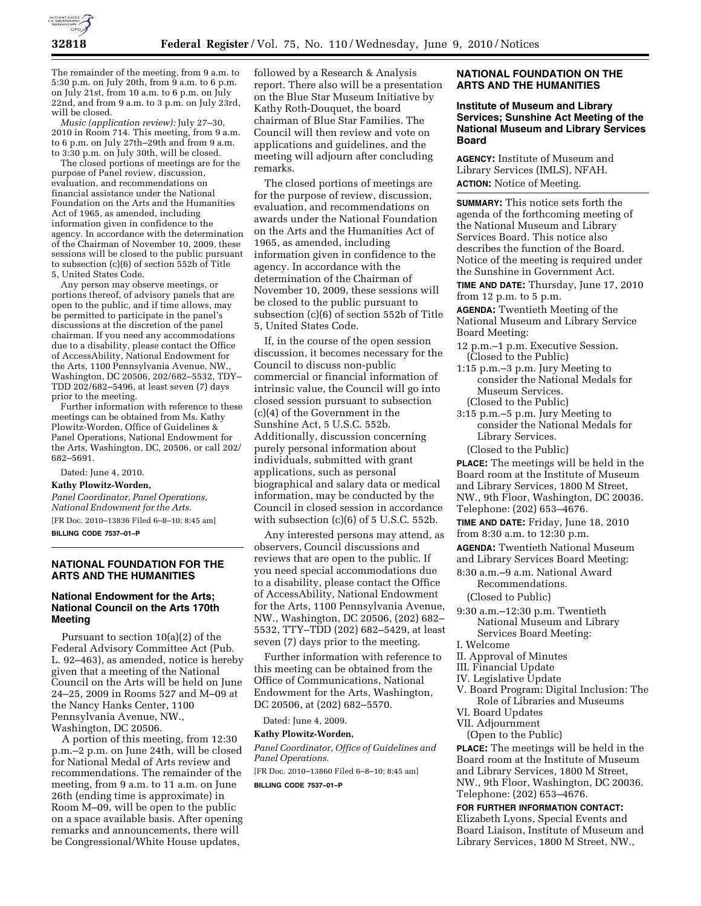The remainder of the meeting, from 9 a.m. to 5:30 p.m. on July 20th, from 9 a.m. to 6 p.m. on July 21st, from 10 a.m. to 6 p.m. on July 22nd, and from 9 a.m. to 3 p.m. on July 23rd, will be closed.

*Music (application review):* July 27–30, 2010 in Room 714. This meeting, from 9 a.m. to 6 p.m. on July 27th–29th and from 9 a.m. to 3:30 p.m. on July 30th, will be closed.

The closed portions of meetings are for the purpose of Panel review, discussion, evaluation, and recommendations on financial assistance under the National Foundation on the Arts and the Humanities Act of 1965, as amended, including information given in confidence to the agency. In accordance with the determination of the Chairman of November 10, 2009, these sessions will be closed to the public pursuant to subsection (c)(6) of section 552b of Title 5, United States Code.

Any person may observe meetings, or portions thereof, of advisory panels that are open to the public, and if time allows, may be permitted to participate in the panel's discussions at the discretion of the panel chairman. If you need any accommodations due to a disability, please contact the Office of AccessAbility, National Endowment for the Arts, 1100 Pennsylvania Avenue, NW., Washington, DC 20506, 202/682–5532, TDY–TDD 202/682–5496, at least seven (7) days prior to the meeting.

Further information with reference to these meetings can be obtained from Ms. Kathy Plowitz-Worden, Office of Guidelines & Panel Operations, National Endowment for the Arts, Washington, DC, 20506, or call 202/682–5691.

Dated: June 4, 2010.

**Kathy Plowitz-Worden,**

*Panel Coordinator, Panel Operations, National Endowment for the Arts.*

[FR Doc. 2010–13836 Filed 6–8–10; 8:45 am]

**BILLING CODE 7537–01–P**

## NATIONAL FOUNDATION FOR THE ARTS AND THE HUMANITIES

### National Endowment for the Arts; National Council on the Arts 170th Meeting

Pursuant to section 10(a)(2) of the Federal Advisory Committee Act (Pub. L. 92–463), as amended, notice is hereby given that a meeting of the National Council on the Arts will be held on June 24–25, 2009 in Rooms 527 and M–09 at the Nancy Hanks Center, 1100 Pennsylvania Avenue, NW., Washington, DC 20506.

A portion of this meeting, from 12:30 p.m.–2 p.m. on June 24th, will be closed for National Medal of Arts review and recommendations. The remainder of the meeting, from 9 a.m. to 11 a.m. on June 26th (ending time is approximate) in Room M–09, will be open to the public on a space available basis. After opening remarks and announcements, there will be Congressional/White House updates, followed by a Research & Analysis report. There also will be a presentation on the Blue Star Museum Initiative by Kathy Roth-Douquet, the board chairman of Blue Star Families. The Council will then review and vote on applications and guidelines, and the meeting will adjourn after concluding remarks.

The closed portions of meetings are for the purpose of review, discussion, evaluation, and recommendations on awards under the National Foundation on the Arts and the Humanities Act of 1965, as amended, including information given in confidence to the agency. In accordance with the determination of the Chairman of November 10, 2009, these sessions will be closed to the public pursuant to subsection (c)(6) of section 552b of Title 5, United States Code.

If, in the course of the open session discussion, it becomes necessary for the Council to discuss non-public commercial or financial information of intrinsic value, the Council will go into closed session pursuant to subsection (c)(4) of the Government in the Sunshine Act, 5 U.S.C. 552b. Additionally, discussion concerning purely personal information about individuals, submitted with grant applications, such as personal biographical and salary data or medical information, may be conducted by the Council in closed session in accordance with subsection (c)(6) of 5 U.S.C. 552b.

Any interested persons may attend, as observers, Council discussions and reviews that are open to the public. If you need special accommodations due to a disability, please contact the Office of AccessAbility, National Endowment for the Arts, 1100 Pennsylvania Avenue, NW., Washington, DC 20506, (202) 682–5532, TTY–TDD (202) 682–5429, at least seven (7) days prior to the meeting.

Further information with reference to this meeting can be obtained from the Office of Communications, National Endowment for the Arts, Washington, DC 20506, at (202) 682–5570.

Dated: June 4, 2009.

**Kathy Plowitz-Worden,**

*Panel Coordinator, Office of Guidelines and Panel Operations.*

[FR Doc. 2010–13860 Filed 6–8–10; 8:45 am]

**BILLING CODE 7537–01–P**

## NATIONAL FOUNDATION ON THE ARTS AND THE HUMANITIES

### Institute of Museum and Library Services; Sunshine Act Meeting of the National Museum and Library Services Board

**AGENCY:** Institute of Museum and Library Services (IMLS), NFAH.

**ACTION:** Notice of Meeting.

**SUMMARY:** This notice sets forth the agenda of the forthcoming meeting of the National Museum and Library Services Board. This notice also describes the function of the Board. Notice of the meeting is required under the Sunshine in Government Act.

**TIME AND DATE:** Thursday, June 17, 2010 from 12 p.m. to 5 p.m.

**AGENDA:** Twentieth Meeting of the National Museum and Library Service Board Meeting:

12 p.m.–1 p.m. Executive Session.
(Closed to the Public)

1:15 p.m.–3 p.m. Jury Meeting to consider the National Medals for Museum Services.
(Closed to the Public)

3:15 p.m.–5 p.m. Jury Meeting to consider the National Medals for Library Services.
(Closed to the Public)

**PLACE:** The meetings will be held in the Board room at the Institute of Museum and Library Services, 1800 M Street, NW., 9th Floor, Washington, DC 20036. Telephone: (202) 653–4676.

**TIME AND DATE:** Friday, June 18, 2010 from 8:30 a.m. to 12:30 p.m.

**AGENDA:** Twentieth National Museum and Library Services Board Meeting:

8:30 a.m.–9 a.m. National Award Recommendations.
(Closed to Public)

9:30 a.m.–12:30 p.m. Twentieth National Museum and Library Services Board Meeting:

I. Welcome
II. Approval of Minutes
III. Financial Update
IV. Legislative Update
V. Board Program: Digital Inclusion: The Role of Libraries and Museums
VI. Board Updates
VII. Adjournment
(Open to the Public)

**PLACE:** The meetings will be held in the Board room at the Institute of Museum and Library Services, 1800 M Street, NW., 9th Floor, Washington, DC 20036. Telephone: (202) 653–4676.

**FOR FURTHER INFORMATION CONTACT:** Elizabeth Lyons, Special Events and Board Liaison, Institute of Museum and Library Services, 1800 M Street, NW.,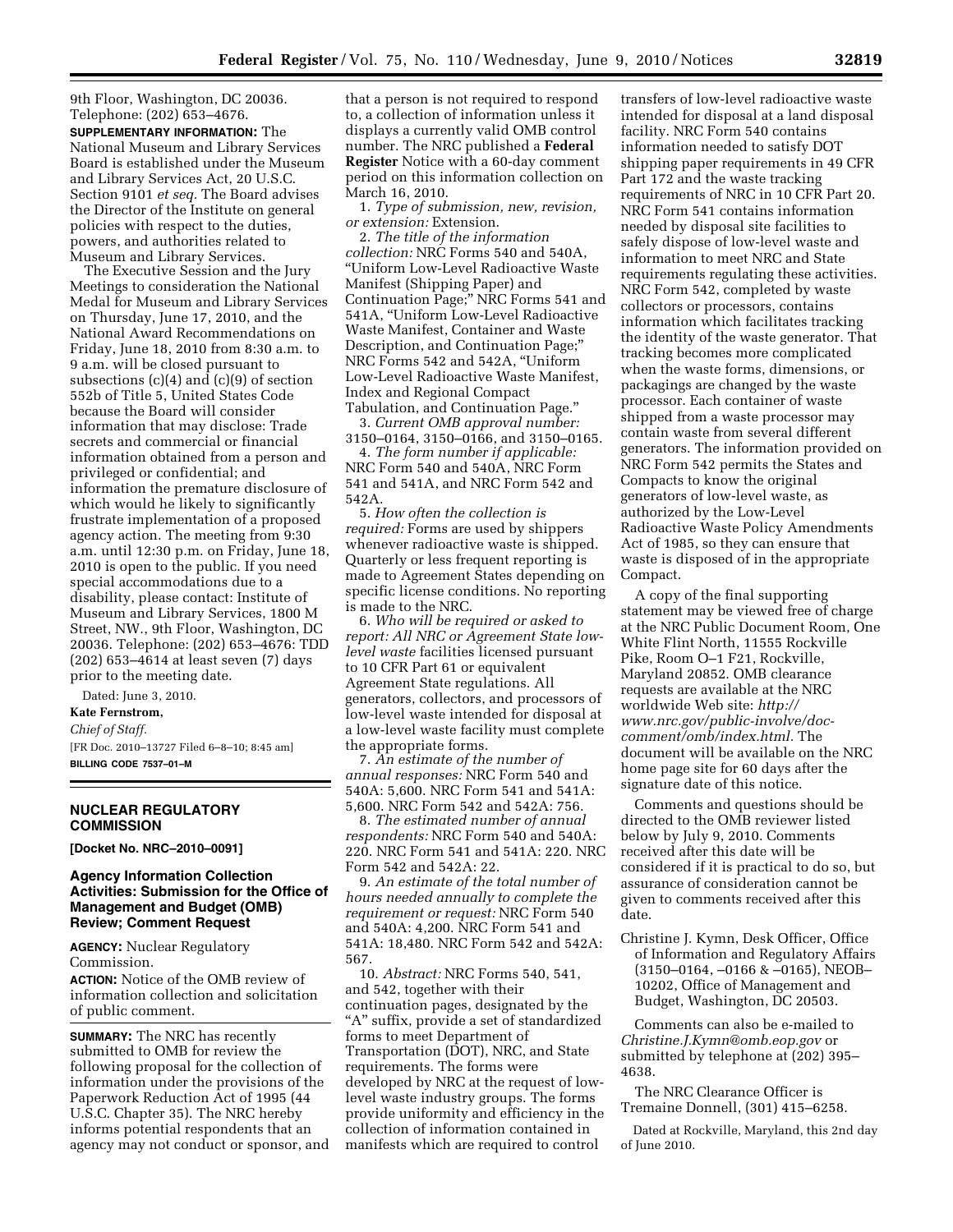9th Floor, Washington, DC 20036. Telephone: (202) 653–4676.

**SUPPLEMENTARY INFORMATION:** The National Museum and Library Services Board is established under the Museum and Library Services Act, 20 U.S.C. Section 9101 *et seq.* The Board advises the Director of the Institute on general policies with respect to the duties, powers, and authorities related to Museum and Library Services.

The Executive Session and the Jury Meetings to consideration the National Medal for Museum and Library Services on Thursday, June 17, 2010, and the National Award Recommendations on Friday, June 18, 2010 from 8:30 a.m. to 9 a.m. will be closed pursuant to subsections (c)(4) and (c)(9) of section 552b of Title 5, United States Code because the Board will consider information that may disclose: Trade secrets and commercial or financial information obtained from a person and privileged or confidential; and information the premature disclosure of which would he likely to significantly frustrate implementation of a proposed agency action. The meeting from 9:30 a.m. until 12:30 p.m. on Friday, June 18, 2010 is open to the public. If you need special accommodations due to a disability, please contact: Institute of Museum and Library Services, 1800 M Street, NW., 9th Floor, Washington, DC 20036. Telephone: (202) 653–4676: TDD (202) 653–4614 at least seven (7) days prior to the meeting date.

Dated: June 3, 2010.

**Kate Fernstrom,**

*Chief of Staff.*

[FR Doc. 2010–13727 Filed 6–8–10; 8:45 am]

**BILLING CODE 7537–01–M**

## NUCLEAR REGULATORY COMMISSION

**[Docket No. NRC–2010–0091]**

### Agency Information Collection Activities: Submission for the Office of Management and Budget (OMB) Review; Comment Request

**AGENCY:** Nuclear Regulatory Commission.

**ACTION:** Notice of the OMB review of information collection and solicitation of public comment.

**SUMMARY:** The NRC has recently submitted to OMB for review the following proposal for the collection of information under the provisions of the Paperwork Reduction Act of 1995 (44 U.S.C. Chapter 35). The NRC hereby informs potential respondents that an agency may not conduct or sponsor, and that a person is not required to respond to, a collection of information unless it displays a currently valid OMB control number. The NRC published a **Federal Register** Notice with a 60-day comment period on this information collection on March 16, 2010.

1. *Type of submission, new, revision, or extension:* Extension.

2. *The title of the information collection:* NRC Forms 540 and 540A, "Uniform Low-Level Radioactive Waste Manifest (Shipping Paper) and Continuation Page;" NRC Forms 541 and 541A, "Uniform Low-Level Radioactive Waste Manifest, Container and Waste Description, and Continuation Page;" NRC Forms 542 and 542A, "Uniform Low-Level Radioactive Waste Manifest, Index and Regional Compact Tabulation, and Continuation Page."

3. *Current OMB approval number:* 3150–0164, 3150–0166, and 3150–0165.

4. *The form number if applicable:* NRC Form 540 and 540A, NRC Form 541 and 541A, and NRC Form 542 and 542A.

5. *How often the collection is required:* Forms are used by shippers whenever radioactive waste is shipped. Quarterly or less frequent reporting is made to Agreement States depending on specific license conditions. No reporting is made to the NRC.

6. *Who will be required or asked to report: All NRC or Agreement State low-level waste* facilities licensed pursuant to 10 CFR Part 61 or equivalent Agreement State regulations. All generators, collectors, and processors of low-level waste intended for disposal at a low-level waste facility must complete the appropriate forms.

7. *An estimate of the number of annual responses:* NRC Form 540 and 540A: 5,600. NRC Form 541 and 541A: 5,600. NRC Form 542 and 542A: 756.

8. *The estimated number of annual respondents:* NRC Form 540 and 540A: 220. NRC Form 541 and 541A: 220. NRC Form 542 and 542A: 22.

9. *An estimate of the total number of hours needed annually to complete the requirement or request:* NRC Form 540 and 540A: 4,200. NRC Form 541 and 541A: 18,480. NRC Form 542 and 542A: 567.

10. *Abstract:* NRC Forms 540, 541, and 542, together with their continuation pages, designated by the "A" suffix, provide a set of standardized forms to meet Department of Transportation (DOT), NRC, and State requirements. The forms were developed by NRC at the request of low-level waste industry groups. The forms provide uniformity and efficiency in the collection of information contained in manifests which are required to control transfers of low-level radioactive waste intended for disposal at a land disposal facility. NRC Form 540 contains information needed to satisfy DOT shipping paper requirements in 49 CFR Part 172 and the waste tracking requirements of NRC in 10 CFR Part 20. NRC Form 541 contains information needed by disposal site facilities to safely dispose of low-level waste and information to meet NRC and State requirements regulating these activities. NRC Form 542, completed by waste collectors or processors, contains information which facilitates tracking the identity of the waste generator. That tracking becomes more complicated when the waste forms, dimensions, or packagings are changed by the waste processor. Each container of waste shipped from a waste processor may contain waste from several different generators. The information provided on NRC Form 542 permits the States and Compacts to know the original generators of low-level waste, as authorized by the Low-Level Radioactive Waste Policy Amendments Act of 1985, so they can ensure that waste is disposed of in the appropriate Compact.

A copy of the final supporting statement may be viewed free of charge at the NRC Public Document Room, One White Flint North, 11555 Rockville Pike, Room O–1 F21, Rockville, Maryland 20852. OMB clearance requests are available at the NRC worldwide Web site: *http://www.nrc.gov/public-involve/doc-comment/omb/index.html.* The document will be available on the NRC home page site for 60 days after the signature date of this notice.

Comments and questions should be directed to the OMB reviewer listed below by July 9, 2010. Comments received after this date will be considered if it is practical to do so, but assurance of consideration cannot be given to comments received after this date.

Christine J. Kymn, Desk Officer, Office of Information and Regulatory Affairs (3150–0164, –0166 & –0165), NEOB–10202, Office of Management and Budget, Washington, DC 20503.

Comments can also be e-mailed to *Christine.J.Kymn@omb.eop.gov* or submitted by telephone at (202) 395–4638.

The NRC Clearance Officer is Tremaine Donnell, (301) 415–6258.

Dated at Rockville, Maryland, this 2nd day of June 2010.